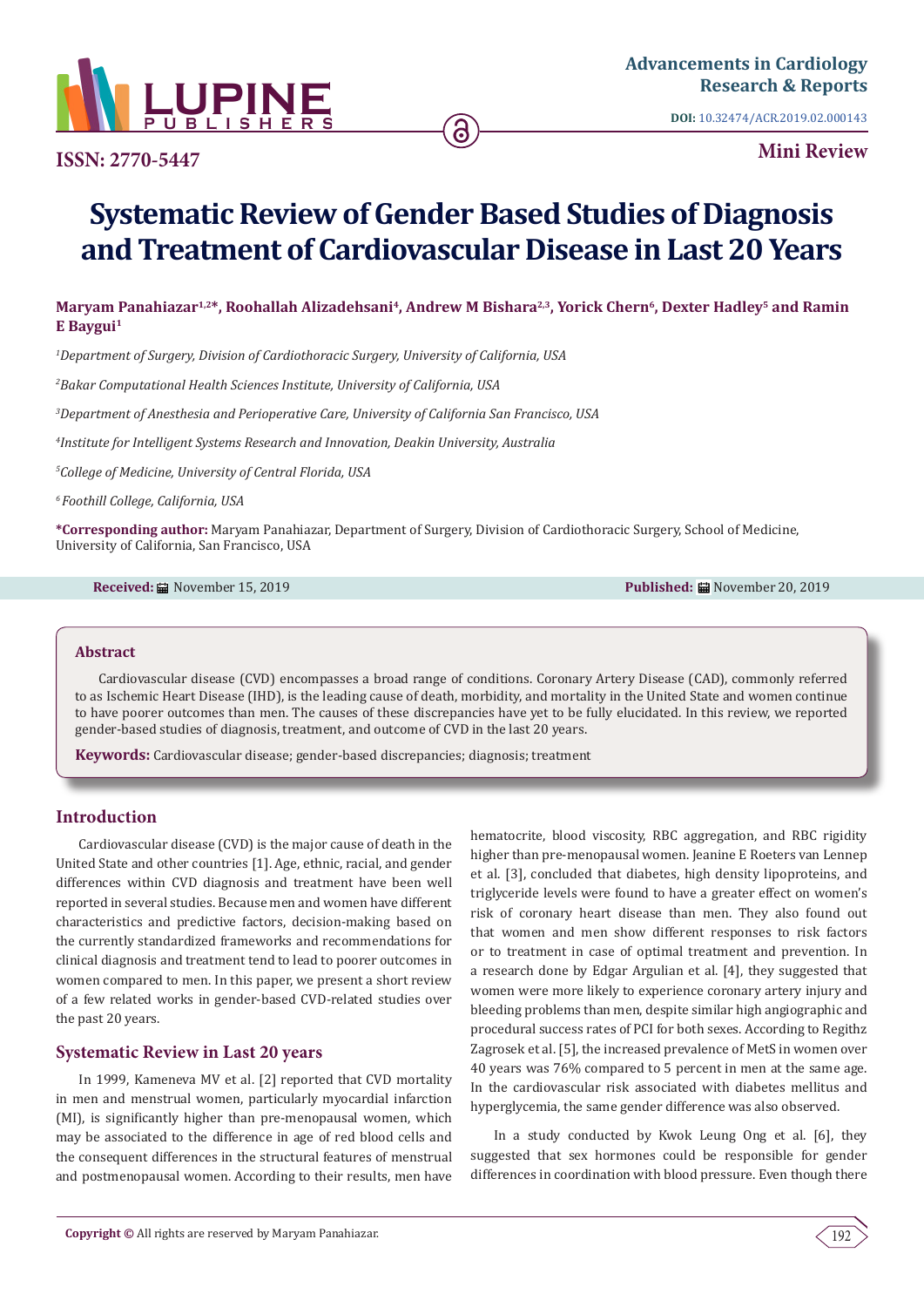ISSN: 2770-5447

Advancements in Cardiology Research & Reports

DOI: 10.32474/ACR.2019.02.000143

Mini Review

# Systematic Review of Gender Based Studies of Diagnosis and Treatment of Cardiovascular Disease in Last 20 Years

**Maryam Panahiazar[1,2]*, Roohallah Alizadehsani[4], Andrew M Bishara[2,3], Yorick Chern[6], Dexter Hadley[5] and Ramin E Baygui[1]**

[1]*Department of Surgery, Division of Cardiothoracic Surgery, University of California, USA*

[2]*Bakar Computational Health Sciences Institute, University of California, USA*

[3]*Department of Anesthesia and Perioperative Care, University of California San Francisco, USA*

[4]*Institute for Intelligent Systems Research and Innovation, Deakin University, Australia*

[5]*College of Medicine, University of Central Florida, USA*

[6]*Foothill College, California, USA*

**\*Corresponding author:** Maryam Panahiazar, Department of Surgery, Division of Cardiothoracic Surgery, School of Medicine, University of California, San Francisco, USA

**Received:** November 15, 2019 **Published:** November 20, 2019

## Abstract

Cardiovascular disease (CVD) encompasses a broad range of conditions. Coronary Artery Disease (CAD), commonly referred to as Ischemic Heart Disease (IHD), is the leading cause of death, morbidity, and mortality in the United State and women continue to have poorer outcomes than men. The causes of these discrepancies have yet to be fully elucidated. In this review, we reported gender-based studies of diagnosis, treatment, and outcome of CVD in the last 20 years.

**Keywords:** Cardiovascular disease; gender-based discrepancies; diagnosis; treatment

## Introduction

Cardiovascular disease (CVD) is the major cause of death in the United State and other countries [1]. Age, ethnic, racial, and gender differences within CVD diagnosis and treatment have been well reported in several studies. Because men and women have different characteristics and predictive factors, decision-making based on the currently standardized frameworks and recommendations for clinical diagnosis and treatment tend to lead to poorer outcomes in women compared to men. In this paper, we present a short review of a few related works in gender-based CVD-related studies over the past 20 years.

## Systematic Review in Last 20 years

In 1999, Kameneva MV et al. [2] reported that CVD mortality in men and menstrual women, particularly myocardial infarction (MI), is significantly higher than pre-menopausal women, which may be associated to the difference in age of red blood cells and the consequent differences in the structural features of menstrual and postmenopausal women. According to their results, men have hematocrite, blood viscosity, RBC aggregation, and RBC rigidity higher than pre-menopausal women. Jeanine E Roeters van Lennep et al. [3], concluded that diabetes, high density lipoproteins, and triglyceride levels were found to have a greater effect on women's risk of coronary heart disease than men. They also found out that women and men show different responses to risk factors or to treatment in case of optimal treatment and prevention. In a research done by Edgar Argulian et al. [4], they suggested that women were more likely to experience coronary artery injury and bleeding problems than men, despite similar high angiographic and procedural success rates of PCI for both sexes. According to Regithz Zagrosek et al. [5], the increased prevalence of MetS in women over 40 years was 76% compared to 5 percent in men at the same age. In the cardiovascular risk associated with diabetes mellitus and hyperglycemia, the same gender difference was also observed.

In a study conducted by Kwok Leung Ong et al. [6], they suggested that sex hormones could be responsible for gender differences in coordination with blood pressure. Even though there

**Copyright ©** All rights are reserved by Maryam Panahiazar.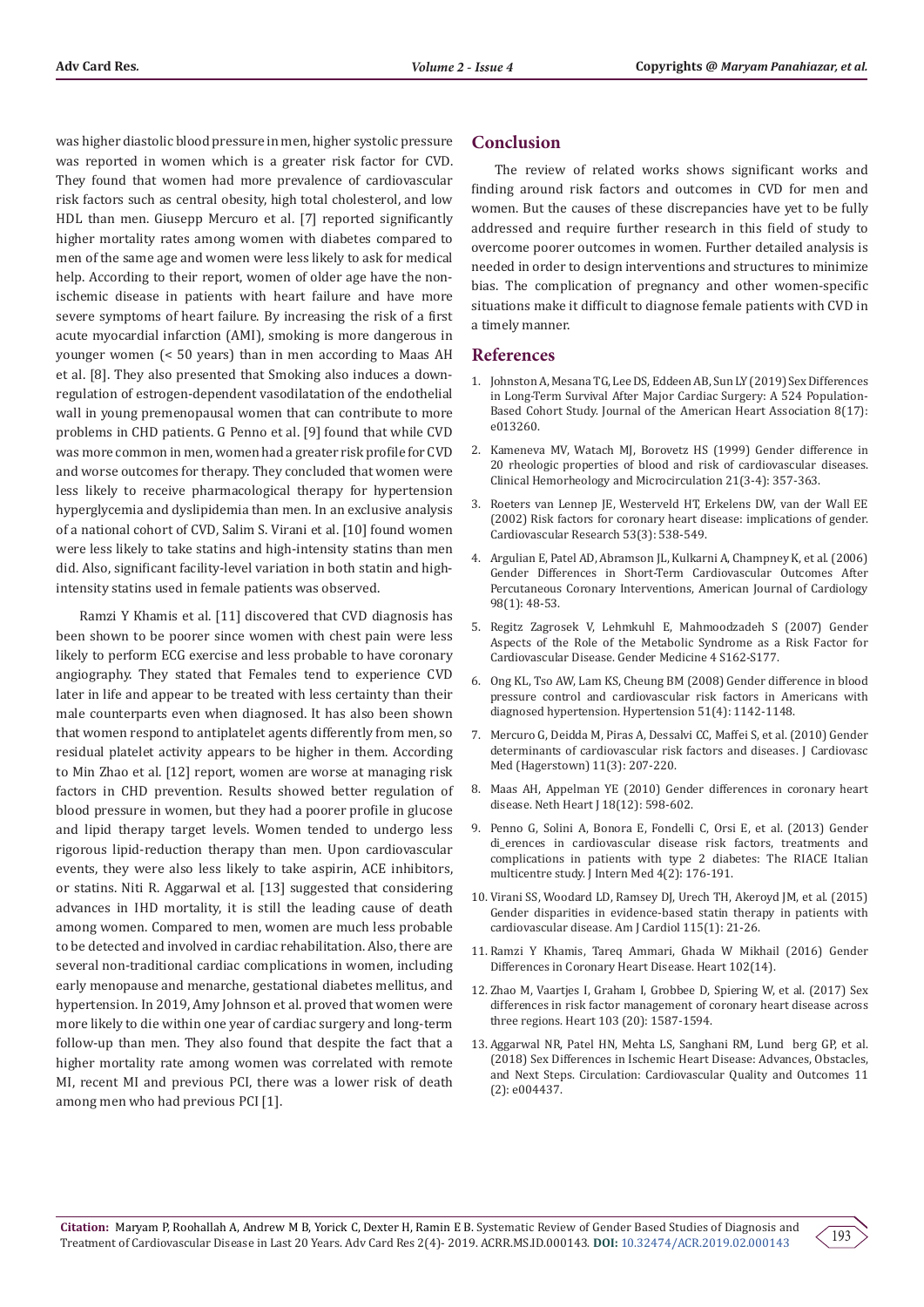was higher diastolic blood pressure in men, higher systolic pressure was reported in women which is a greater risk factor for CVD. They found that women had more prevalence of cardiovascular risk factors such as central obesity, high total cholesterol, and low HDL than men. Giusepp Mercuro et al. [7] reported significantly higher mortality rates among women with diabetes compared to men of the same age and women were less likely to ask for medical help. According to their report, women of older age have the non-ischemic disease in patients with heart failure and have more severe symptoms of heart failure. By increasing the risk of a first acute myocardial infarction (AMI), smoking is more dangerous in younger women (< 50 years) than in men according to Maas AH et al. [8]. They also presented that Smoking also induces a down-regulation of estrogen-dependent vasodilatation of the endothelial wall in young premenopausal women that can contribute to more problems in CHD patients. G Penno et al. [9] found that while CVD was more common in men, women had a greater risk profile for CVD and worse outcomes for therapy. They concluded that women were less likely to receive pharmacological therapy for hypertension hyperglycemia and dyslipidemia than men. In an exclusive analysis of a national cohort of CVD, Salim S. Virani et al. [10] found women were less likely to take statins and high-intensity statins than men did. Also, significant facility-level variation in both statin and high-intensity statins used in female patients was observed.

Ramzi Y Khamis et al. [11] discovered that CVD diagnosis has been shown to be poorer since women with chest pain were less likely to perform ECG exercise and less probable to have coronary angiography. They stated that Females tend to experience CVD later in life and appear to be treated with less certainty than their male counterparts even when diagnosed. It has also been shown that women respond to antiplatelet agents differently from men, so residual platelet activity appears to be higher in them. According to Min Zhao et al. [12] report, women are worse at managing risk factors in CHD prevention. Results showed better regulation of blood pressure in women, but they had a poorer profile in glucose and lipid therapy target levels. Women tended to undergo less rigorous lipid-reduction therapy than men. Upon cardiovascular events, they were also less likely to take aspirin, ACE inhibitors, or statins. Niti R. Aggarwal et al. [13] suggested that considering advances in IHD mortality, it is still the leading cause of death among women. Compared to men, women are much less probable to be detected and involved in cardiac rehabilitation. Also, there are several non-traditional cardiac complications in women, including early menopause and menarche, gestational diabetes mellitus, and hypertension. In 2019, Amy Johnson et al. proved that women were more likely to die within one year of cardiac surgery and long-term follow-up than men. They also found that despite the fact that a higher mortality rate among women was correlated with remote MI, recent MI and previous PCI, there was a lower risk of death among men who had previous PCI [1].

## Conclusion

The review of related works shows significant works and finding around risk factors and outcomes in CVD for men and women. But the causes of these discrepancies have yet to be fully addressed and require further research in this field of study to overcome poorer outcomes in women. Further detailed analysis is needed in order to design interventions and structures to minimize bias. The complication of pregnancy and other women-specific situations make it difficult to diagnose female patients with CVD in a timely manner.

## References

1. Johnston A, Mesana TG, Lee DS, Eddeen AB, Sun LY (2019) Sex Differences in Long-Term Survival After Major Cardiac Surgery: A 524 Population-Based Cohort Study. Journal of the American Heart Association 8(17): e013260.
2. Kameneva MV, Watach MJ, Borovetz HS (1999) Gender difference in 20 rheologic properties of blood and risk of cardiovascular diseases. Clinical Hemorheology and Microcirculation 21(3-4): 357-363.
3. Roeters van Lennep JE, Westerveld HT, Erkelens DW, van der Wall EE (2002) Risk factors for coronary heart disease: implications of gender. Cardiovascular Research 53(3): 538-549.
4. Argulian E, Patel AD, Abramson JL, Kulkarni A, Champney K, et al. (2006) Gender Differences in Short-Term Cardiovascular Outcomes After Percutaneous Coronary Interventions, American Journal of Cardiology 98(1): 48-53.
5. Regitz Zagrosek V, Lehmkuhl E, Mahmoodzadeh S (2007) Gender Aspects of the Role of the Metabolic Syndrome as a Risk Factor for Cardiovascular Disease. Gender Medicine 4 S162-S177.
6. Ong KL, Tso AW, Lam KS, Cheung BM (2008) Gender difference in blood pressure control and cardiovascular risk factors in Americans with diagnosed hypertension. Hypertension 51(4): 1142-1148.
7. Mercuro G, Deidda M, Piras A, Dessalvi CC, Maffei S, et al. (2010) Gender determinants of cardiovascular risk factors and diseases. J Cardiovasc Med (Hagerstown) 11(3): 207-220.
8. Maas AH, Appelman YE (2010) Gender differences in coronary heart disease. Neth Heart J 18(12): 598-602.
9. Penno G, Solini A, Bonora E, Fondelli C, Orsi E, et al. (2013) Gender di_erences in cardiovascular disease risk factors, treatments and complications in patients with type 2 diabetes: The RIACE Italian multicentre study. J Intern Med 4(2): 176-191.
10. Virani SS, Woodard LD, Ramsey DJ, Urech TH, Akeroyd JM, et al. (2015) Gender disparities in evidence-based statin therapy in patients with cardiovascular disease. Am J Cardiol 115(1): 21-26.
11. Ramzi Y Khamis, Tareq Ammari, Ghada W Mikhail (2016) Gender Differences in Coronary Heart Disease. Heart 102(14).
12. Zhao M, Vaartjes I, Graham I, Grobbee D, Spiering W, et al. (2017) Sex differences in risk factor management of coronary heart disease across three regions. Heart 103 (20): 1587-1594.
13. Aggarwal NR, Patel HN, Mehta LS, Sanghani RM, Lund berg GP, et al. (2018) Sex Differences in Ischemic Heart Disease: Advances, Obstacles, and Next Steps. Circulation: Cardiovascular Quality and Outcomes 11 (2): e004437.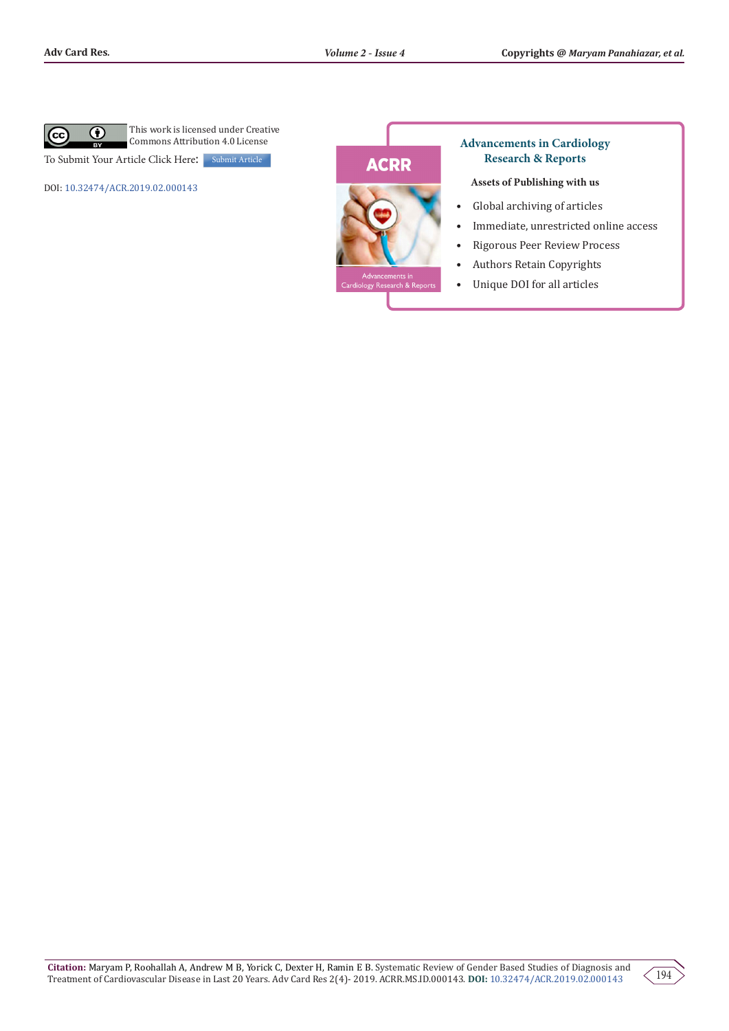This work is licensed under Creative Commons Attribution 4.0 License

To Submit Your Article Click Here: Submit Article

DOI: 10.32474/ACR.2019.02.000143

ACRR

Advancements in Cardiology Research & Reports

## Advancements in Cardiology Research & Reports

**Assets of Publishing with us**

- Global archiving of articles
- Immediate, unrestricted online access
- Rigorous Peer Review Process
- Authors Retain Copyrights
- Unique DOI for all articles

**Citation:** Maryam P, Roohallah A, Andrew M B, Yorick C, Dexter H, Ramin E B. Systematic Review of Gender Based Studies of Diagnosis and Treatment of Cardiovascular Disease in Last 20 Years. Adv Card Res 2(4)- 2019. ACRR.MS.ID.000143. **DOI:** 10.32474/ACR.2019.02.000143